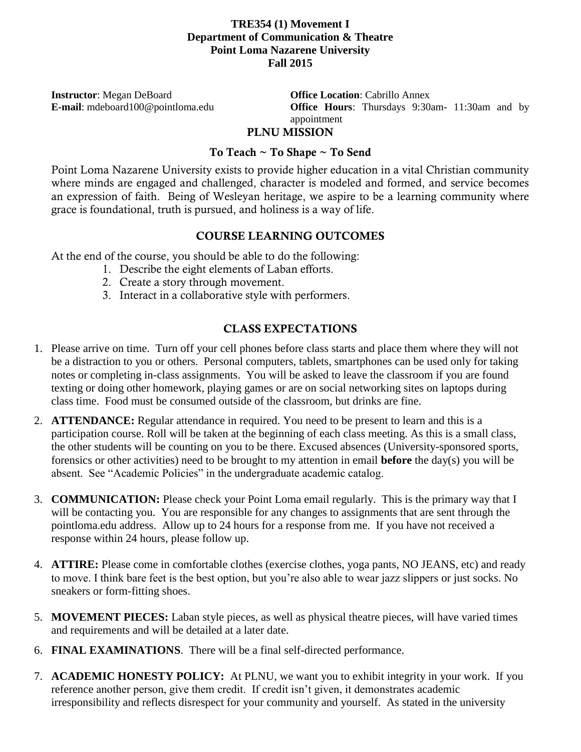**TRE354 (1) Movement I**
**Department of Communication & Theatre**
**Point Loma Nazarene University**
**Fall 2015**

**Instructor**: Megan DeBoard
**E-mail**: mdeboard100@pointloma.edu

**Office Location**: Cabrillo Annex
**Office Hours**: Thursdays 9:30am- 11:30am and by appointment

## PLNU MISSION

### To Teach ~ To Shape ~ To Send

Point Loma Nazarene University exists to provide higher education in a vital Christian community where minds are engaged and challenged, character is modeled and formed, and service becomes an expression of faith. Being of Wesleyan heritage, we aspire to be a learning community where grace is foundational, truth is pursued, and holiness is a way of life.

## COURSE LEARNING OUTCOMES

At the end of the course, you should be able to do the following:

1. Describe the eight elements of Laban efforts.
2. Create a story through movement.
3. Interact in a collaborative style with performers.

## CLASS EXPECTATIONS

1. Please arrive on time. Turn off your cell phones before class starts and place them where they will not be a distraction to you or others. Personal computers, tablets, smartphones can be used only for taking notes or completing in-class assignments. You will be asked to leave the classroom if you are found texting or doing other homework, playing games or are on social networking sites on laptops during class time. Food must be consumed outside of the classroom, but drinks are fine.
2. **ATTENDANCE:** Regular attendance in required. You need to be present to learn and this is a participation course. Roll will be taken at the beginning of each class meeting. As this is a small class, the other students will be counting on you to be there. Excused absences (University-sponsored sports, forensics or other activities) need to be brought to my attention in email **before** the day(s) you will be absent. See "Academic Policies" in the undergraduate academic catalog.
3. **COMMUNICATION:** Please check your Point Loma email regularly. This is the primary way that I will be contacting you. You are responsible for any changes to assignments that are sent through the pointloma.edu address. Allow up to 24 hours for a response from me. If you have not received a response within 24 hours, please follow up.
4. **ATTIRE:** Please come in comfortable clothes (exercise clothes, yoga pants, NO JEANS, etc) and ready to move. I think bare feet is the best option, but you're also able to wear jazz slippers or just socks. No sneakers or form-fitting shoes.
5. **MOVEMENT PIECES:** Laban style pieces, as well as physical theatre pieces, will have varied times and requirements and will be detailed at a later date.
6. **FINAL EXAMINATIONS**. There will be a final self-directed performance.
7. **ACADEMIC HONESTY POLICY:** At PLNU, we want you to exhibit integrity in your work. If you reference another person, give them credit. If credit isn't given, it demonstrates academic irresponsibility and reflects disrespect for your community and yourself. As stated in the university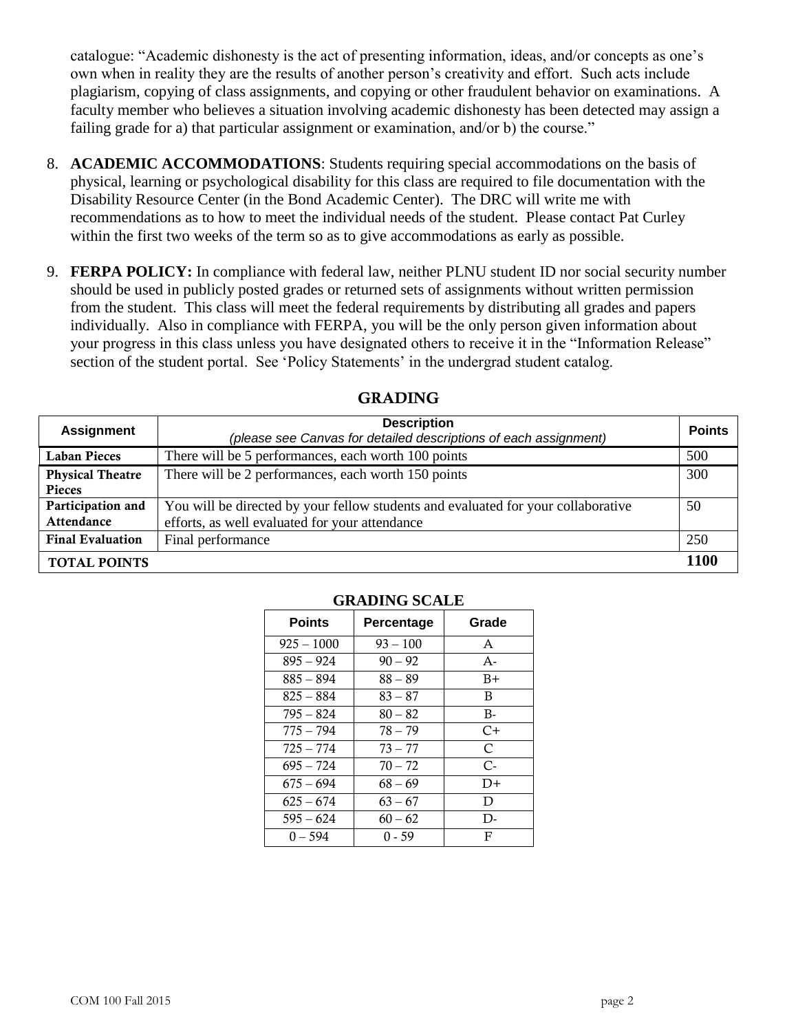catalogue: "Academic dishonesty is the act of presenting information, ideas, and/or concepts as one's own when in reality they are the results of another person's creativity and effort. Such acts include plagiarism, copying of class assignments, and copying or other fraudulent behavior on examinations. A faculty member who believes a situation involving academic dishonesty has been detected may assign a failing grade for a) that particular assignment or examination, and/or b) the course."

8. **ACADEMIC ACCOMMODATIONS**: Students requiring special accommodations on the basis of physical, learning or psychological disability for this class are required to file documentation with the Disability Resource Center (in the Bond Academic Center). The DRC will write me with recommendations as to how to meet the individual needs of the student. Please contact Pat Curley within the first two weeks of the term so as to give accommodations as early as possible.

9. **FERPA POLICY:** In compliance with federal law, neither PLNU student ID nor social security number should be used in publicly posted grades or returned sets of assignments without written permission from the student. This class will meet the federal requirements by distributing all grades and papers individually. Also in compliance with FERPA, you will be the only person given information about your progress in this class unless you have designated others to receive it in the "Information Release" section of the student portal. See 'Policy Statements' in the undergrad student catalog.

## GRADING

| Assignment | Description<br>*(please see Canvas for detailed descriptions of each assignment)* | Points |
|---|---|---|
| **Laban Pieces** | There will be 5 performances, each worth 100 points | 500 |
| **Physical Theatre Pieces** | There will be 2 performances, each worth 150 points | 300 |
| **Participation and Attendance** | You will be directed by your fellow students and evaluated for your collaborative efforts, as well evaluated for your attendance | 50 |
| **Final Evaluation** | Final performance | 250 |
| **TOTAL POINTS** | | **1100** |

**GRADING SCALE**

| Points | Percentage | Grade |
|---|---|---|
| 925 – 1000 | 93 – 100 | A |
| 895 – 924 | 90 – 92 | A- |
| 885 – 894 | 88 – 89 | B+ |
| 825 – 884 | 83 – 87 | B |
| 795 – 824 | 80 – 82 | B- |
| 775 – 794 | 78 – 79 | C+ |
| 725 – 774 | 73 – 77 | C |
| 695 – 724 | 70 – 72 | C- |
| 675 – 694 | 68 – 69 | D+ |
| 625 – 674 | 63 – 67 | D |
| 595 – 624 | 60 – 62 | D- |
| 0 – 594 | 0 - 59 | F |